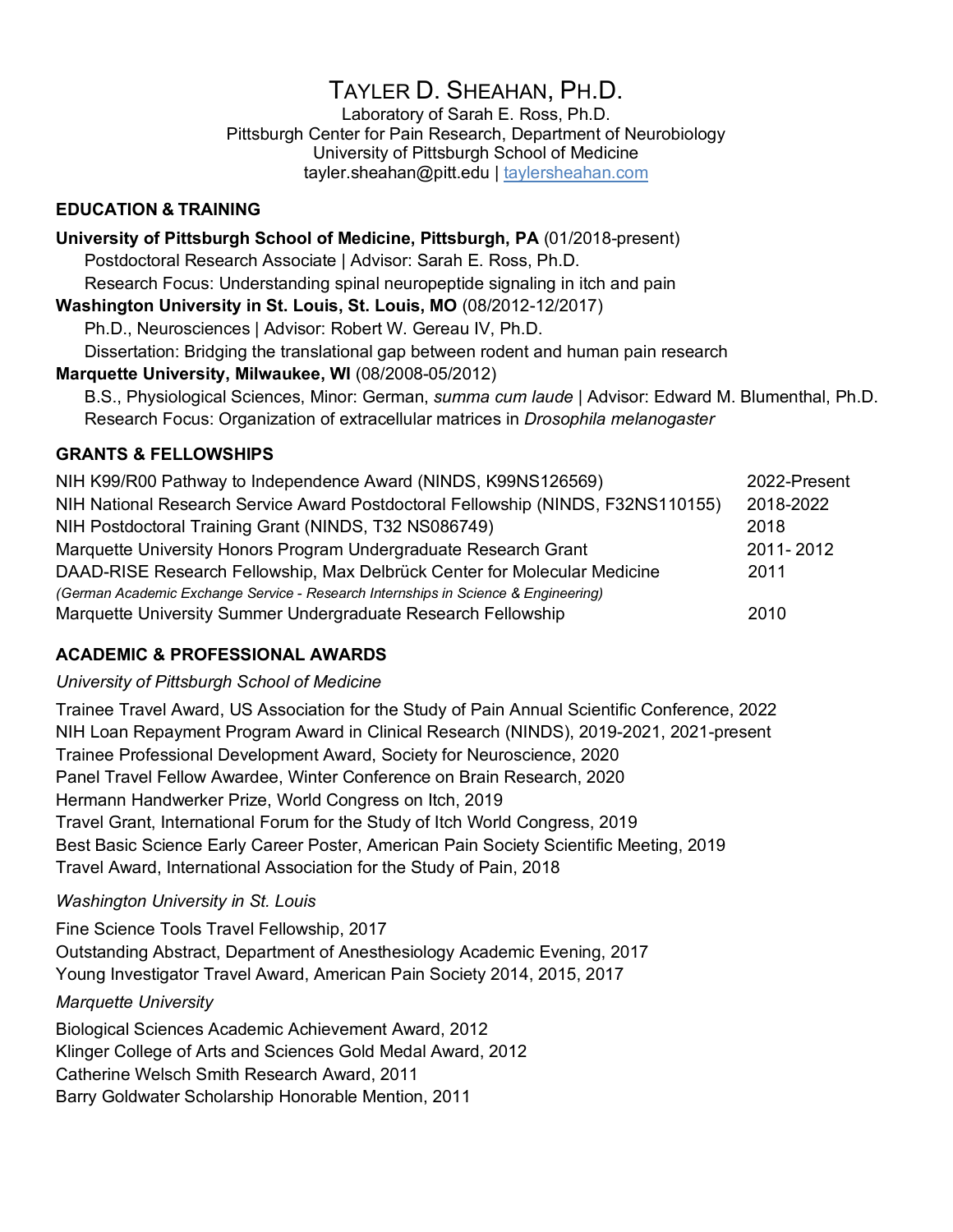# Tayler D. Sheahan, Ph.D.

Laboratory of Sarah E. Ross, Ph.D.
Pittsburgh Center for Pain Research, Department of Neurobiology
University of Pittsburgh School of Medicine
tayler.sheahan@pitt.edu | taylersheahan.com

## EDUCATION & TRAINING

**University of Pittsburgh School of Medicine, Pittsburgh, PA** (01/2018-present)
Postdoctoral Research Associate | Advisor: Sarah E. Ross, Ph.D.
Research Focus: Understanding spinal neuropeptide signaling in itch and pain

**Washington University in St. Louis, St. Louis, MO** (08/2012-12/2017)
Ph.D., Neurosciences | Advisor: Robert W. Gereau IV, Ph.D.
Dissertation: Bridging the translational gap between rodent and human pain research

**Marquette University, Milwaukee, WI** (08/2008-05/2012)
B.S., Physiological Sciences, Minor: German, *summa cum laude* | Advisor: Edward M. Blumenthal, Ph.D.
Research Focus: Organization of extracellular matrices in *Drosophila melanogaster*

## GRANTS & FELLOWSHIPS

| | |
|---|---|
| NIH K99/R00 Pathway to Independence Award (NINDS, K99NS126569) | 2022-Present |
| NIH National Research Service Award Postdoctoral Fellowship (NINDS, F32NS110155) | 2018-2022 |
| NIH Postdoctoral Training Grant (NINDS, T32 NS086749) | 2018 |
| Marquette University Honors Program Undergraduate Research Grant | 2011- 2012 |
| DAAD-RISE Research Fellowship, Max Delbrück Center for Molecular Medicine *(German Academic Exchange Service - Research Internships in Science & Engineering)* | 2011 |
| Marquette University Summer Undergraduate Research Fellowship | 2010 |

## ACADEMIC & PROFESSIONAL AWARDS

*University of Pittsburgh School of Medicine*

Trainee Travel Award, US Association for the Study of Pain Annual Scientific Conference, 2022
NIH Loan Repayment Program Award in Clinical Research (NINDS), 2019-2021, 2021-present
Trainee Professional Development Award, Society for Neuroscience, 2020
Panel Travel Fellow Awardee, Winter Conference on Brain Research, 2020
Hermann Handwerker Prize, World Congress on Itch, 2019
Travel Grant, International Forum for the Study of Itch World Congress, 2019
Best Basic Science Early Career Poster, American Pain Society Scientific Meeting, 2019
Travel Award, International Association for the Study of Pain, 2018

*Washington University in St. Louis*

Fine Science Tools Travel Fellowship, 2017
Outstanding Abstract, Department of Anesthesiology Academic Evening, 2017
Young Investigator Travel Award, American Pain Society 2014, 2015, 2017

*Marquette University*

Biological Sciences Academic Achievement Award, 2012
Klinger College of Arts and Sciences Gold Medal Award, 2012
Catherine Welsch Smith Research Award, 2011
Barry Goldwater Scholarship Honorable Mention, 2011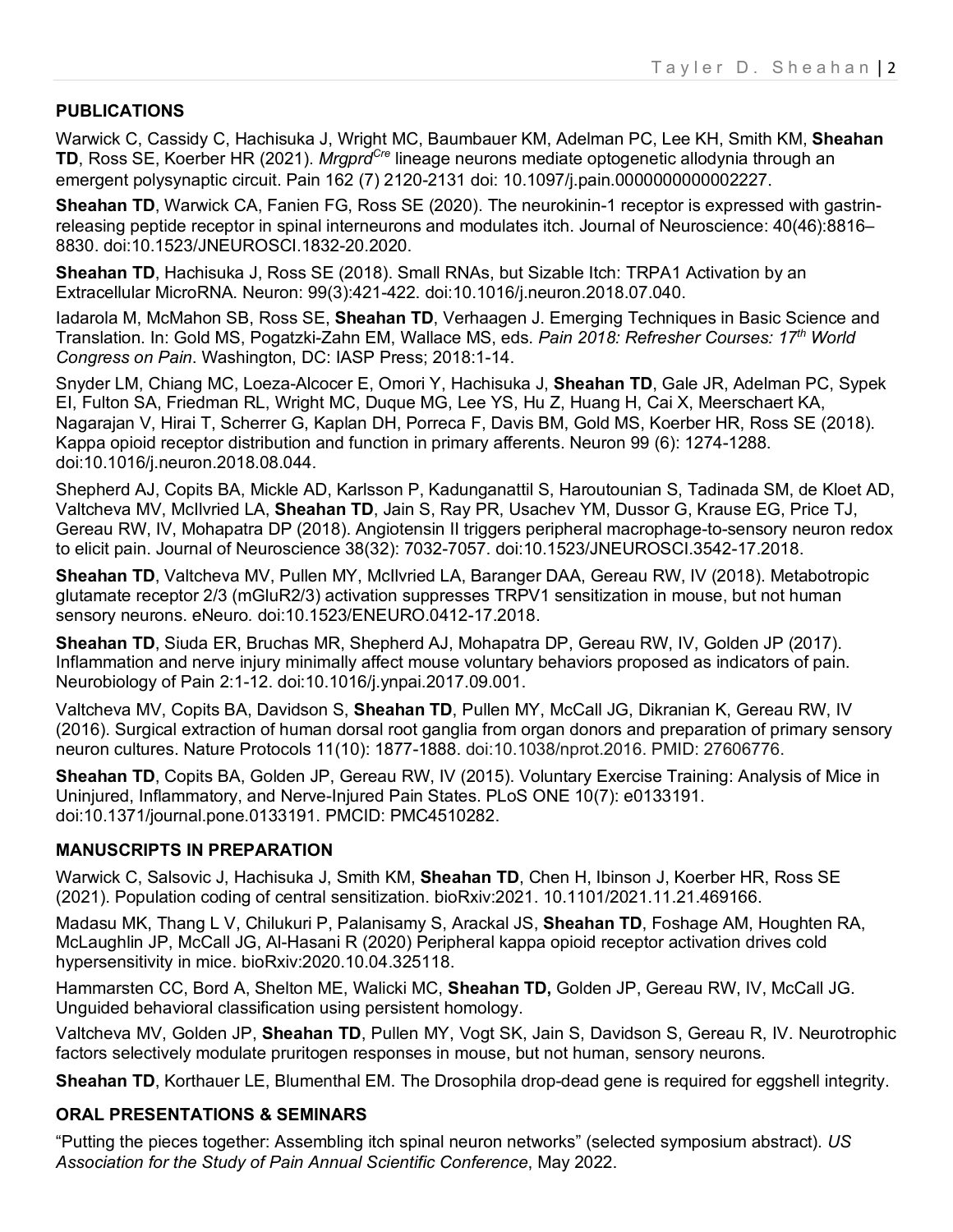## PUBLICATIONS

Warwick C, Cassidy C, Hachisuka J, Wright MC, Baumbauer KM, Adelman PC, Lee KH, Smith KM, **Sheahan TD**, Ross SE, Koerber HR (2021). *Mrgprd$^{Cre}$* lineage neurons mediate optogenetic allodynia through an emergent polysynaptic circuit. Pain 162 (7) 2120-2131 doi: 10.1097/j.pain.0000000000002227.

**Sheahan TD**, Warwick CA, Fanien FG, Ross SE (2020). The neurokinin-1 receptor is expressed with gastrin-releasing peptide receptor in spinal interneurons and modulates itch. Journal of Neuroscience: 40(46):8816–8830. doi:10.1523/JNEUROSCI.1832-20.2020.

**Sheahan TD**, Hachisuka J, Ross SE (2018). Small RNAs, but Sizable Itch: TRPA1 Activation by an Extracellular MicroRNA. Neuron: 99(3):421-422. doi:10.1016/j.neuron.2018.07.040.

Iadarola M, McMahon SB, Ross SE, **Sheahan TD**, Verhaagen J. Emerging Techniques in Basic Science and Translation. In: Gold MS, Pogatzki-Zahn EM, Wallace MS, eds. *Pain 2018: Refresher Courses: 17th World Congress on Pain*. Washington, DC: IASP Press; 2018:1-14.

Snyder LM, Chiang MC, Loeza-Alcocer E, Omori Y, Hachisuka J, **Sheahan TD**, Gale JR, Adelman PC, Sypek EI, Fulton SA, Friedman RL, Wright MC, Duque MG, Lee YS, Hu Z, Huang H, Cai X, Meerschaert KA, Nagarajan V, Hirai T, Scherrer G, Kaplan DH, Porreca F, Davis BM, Gold MS, Koerber HR, Ross SE (2018). Kappa opioid receptor distribution and function in primary afferents. Neuron 99 (6): 1274-1288. doi:10.1016/j.neuron.2018.08.044.

Shepherd AJ, Copits BA, Mickle AD, Karlsson P, Kadunganattil S, Haroutounian S, Tadinada SM, de Kloet AD, Valtcheva MV, McIlvried LA, **Sheahan TD**, Jain S, Ray PR, Usachev YM, Dussor G, Krause EG, Price TJ, Gereau RW, IV, Mohapatra DP (2018). Angiotensin II triggers peripheral macrophage-to-sensory neuron redox to elicit pain. Journal of Neuroscience 38(32): 7032-7057. doi:10.1523/JNEUROSCI.3542-17.2018.

**Sheahan TD**, Valtcheva MV, Pullen MY, McIlvried LA, Baranger DAA, Gereau RW, IV (2018). Metabotropic glutamate receptor 2/3 (mGluR2/3) activation suppresses TRPV1 sensitization in mouse, but not human sensory neurons. eNeuro. doi:10.1523/ENEURO.0412-17.2018.

**Sheahan TD**, Siuda ER, Bruchas MR, Shepherd AJ, Mohapatra DP, Gereau RW, IV, Golden JP (2017). Inflammation and nerve injury minimally affect mouse voluntary behaviors proposed as indicators of pain. Neurobiology of Pain 2:1-12. doi:10.1016/j.ynpai.2017.09.001.

Valtcheva MV, Copits BA, Davidson S, **Sheahan TD**, Pullen MY, McCall JG, Dikranian K, Gereau RW, IV (2016). Surgical extraction of human dorsal root ganglia from organ donors and preparation of primary sensory neuron cultures. Nature Protocols 11(10): 1877-1888. doi:10.1038/nprot.2016. PMID: 27606776.

**Sheahan TD**, Copits BA, Golden JP, Gereau RW, IV (2015). Voluntary Exercise Training: Analysis of Mice in Uninjured, Inflammatory, and Nerve-Injured Pain States. PLoS ONE 10(7): e0133191. doi:10.1371/journal.pone.0133191. PMCID: PMC4510282.

## MANUSCRIPTS IN PREPARATION

Warwick C, Salsovic J, Hachisuka J, Smith KM, **Sheahan TD**, Chen H, Ibinson J, Koerber HR, Ross SE (2021). Population coding of central sensitization. bioRxiv:2021. 10.1101/2021.11.21.469166.

Madasu MK, Thang L V, Chilukuri P, Palanisamy S, Arackal JS, **Sheahan TD**, Foshage AM, Houghten RA, McLaughlin JP, McCall JG, Al-Hasani R (2020) Peripheral kappa opioid receptor activation drives cold hypersensitivity in mice. bioRxiv:2020.10.04.325118.

Hammarsten CC, Bord A, Shelton ME, Walicki MC, **Sheahan TD,** Golden JP, Gereau RW, IV, McCall JG. Unguided behavioral classification using persistent homology.

Valtcheva MV, Golden JP, **Sheahan TD**, Pullen MY, Vogt SK, Jain S, Davidson S, Gereau R, IV. Neurotrophic factors selectively modulate pruritogen responses in mouse, but not human, sensory neurons.

**Sheahan TD**, Korthauer LE, Blumenthal EM. The Drosophila drop-dead gene is required for eggshell integrity.

## ORAL PRESENTATIONS & SEMINARS

"Putting the pieces together: Assembling itch spinal neuron networks" (selected symposium abstract). *US Association for the Study of Pain Annual Scientific Conference*, May 2022.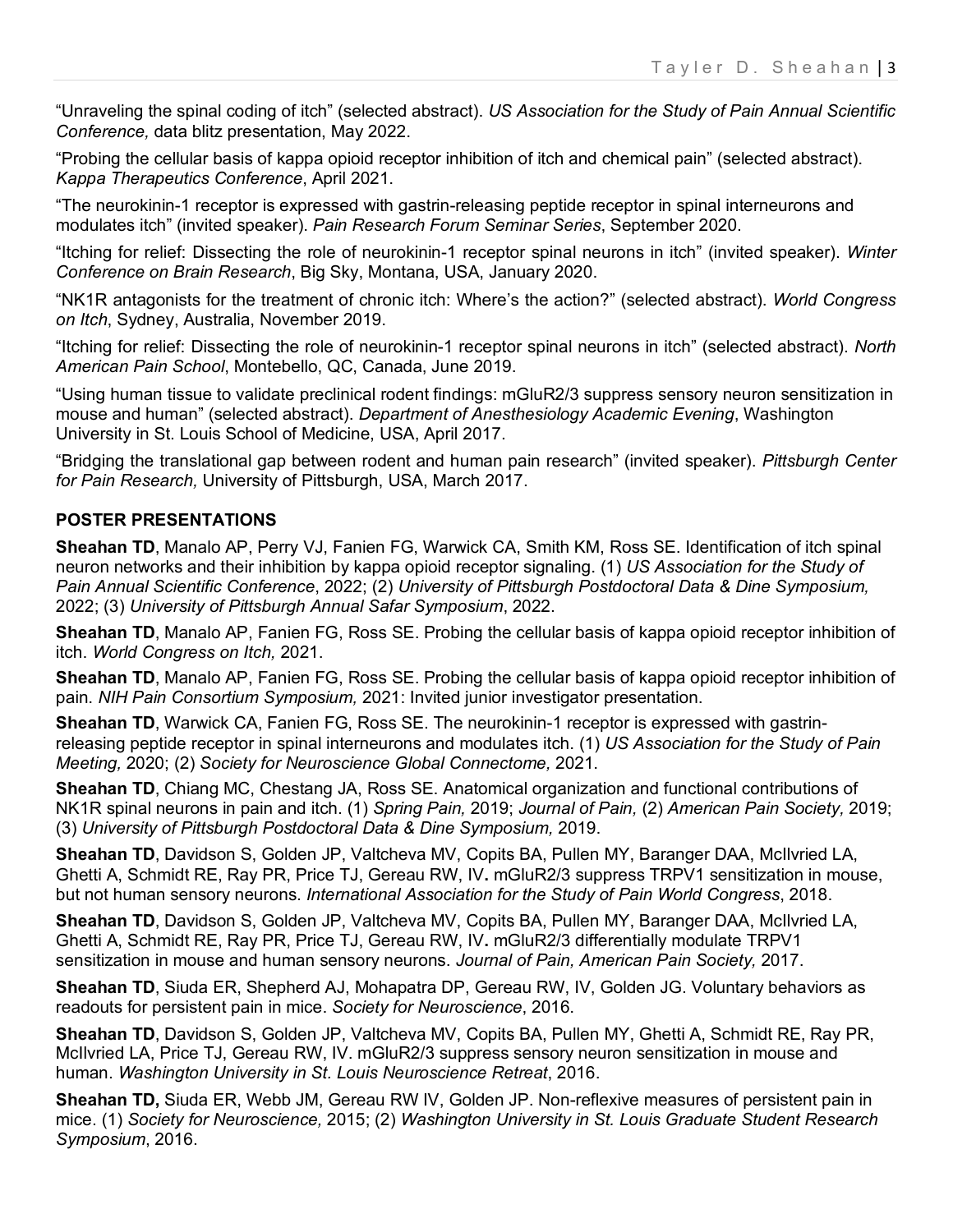"Unraveling the spinal coding of itch" (selected abstract). *US Association for the Study of Pain Annual Scientific Conference,* data blitz presentation, May 2022.

"Probing the cellular basis of kappa opioid receptor inhibition of itch and chemical pain" (selected abstract). *Kappa Therapeutics Conference*, April 2021.

"The neurokinin-1 receptor is expressed with gastrin-releasing peptide receptor in spinal interneurons and modulates itch" (invited speaker). *Pain Research Forum Seminar Series*, September 2020.

"Itching for relief: Dissecting the role of neurokinin-1 receptor spinal neurons in itch" (invited speaker). *Winter Conference on Brain Research*, Big Sky, Montana, USA, January 2020.

"NK1R antagonists for the treatment of chronic itch: Where's the action?" (selected abstract). *World Congress on Itch*, Sydney, Australia, November 2019.

"Itching for relief: Dissecting the role of neurokinin-1 receptor spinal neurons in itch" (selected abstract). *North American Pain School*, Montebello, QC, Canada, June 2019.

"Using human tissue to validate preclinical rodent findings: mGluR2/3 suppress sensory neuron sensitization in mouse and human" (selected abstract). *Department of Anesthesiology Academic Evening*, Washington University in St. Louis School of Medicine, USA, April 2017.

"Bridging the translational gap between rodent and human pain research" (invited speaker). *Pittsburgh Center for Pain Research,* University of Pittsburgh, USA, March 2017.

**POSTER PRESENTATIONS**

**Sheahan TD**, Manalo AP, Perry VJ, Fanien FG, Warwick CA, Smith KM, Ross SE. Identification of itch spinal neuron networks and their inhibition by kappa opioid receptor signaling. (1) *US Association for the Study of Pain Annual Scientific Conference*, 2022; (2) *University of Pittsburgh Postdoctoral Data & Dine Symposium,* 2022; (3) *University of Pittsburgh Annual Safar Symposium*, 2022.

**Sheahan TD**, Manalo AP, Fanien FG, Ross SE. Probing the cellular basis of kappa opioid receptor inhibition of itch. *World Congress on Itch,* 2021.

**Sheahan TD**, Manalo AP, Fanien FG, Ross SE. Probing the cellular basis of kappa opioid receptor inhibition of pain. *NIH Pain Consortium Symposium,* 2021: Invited junior investigator presentation.

**Sheahan TD**, Warwick CA, Fanien FG, Ross SE. The neurokinin-1 receptor is expressed with gastrin-releasing peptide receptor in spinal interneurons and modulates itch. (1) *US Association for the Study of Pain Meeting,* 2020; (2) *Society for Neuroscience Global Connectome,* 2021.

**Sheahan TD**, Chiang MC, Chestang JA, Ross SE. Anatomical organization and functional contributions of NK1R spinal neurons in pain and itch. (1) *Spring Pain,* 2019; *Journal of Pain,* (2) *American Pain Society,* 2019; (3) *University of Pittsburgh Postdoctoral Data & Dine Symposium,* 2019.

**Sheahan TD**, Davidson S, Golden JP, Valtcheva MV, Copits BA, Pullen MY, Baranger DAA, McIlvried LA, Ghetti A, Schmidt RE, Ray PR, Price TJ, Gereau RW, IV**.** mGluR2/3 suppress TRPV1 sensitization in mouse, but not human sensory neurons. *International Association for the Study of Pain World Congress*, 2018.

**Sheahan TD**, Davidson S, Golden JP, Valtcheva MV, Copits BA, Pullen MY, Baranger DAA, McIlvried LA, Ghetti A, Schmidt RE, Ray PR, Price TJ, Gereau RW, IV**.** mGluR2/3 differentially modulate TRPV1 sensitization in mouse and human sensory neurons. *Journal of Pain, American Pain Society,* 2017.

**Sheahan TD**, Siuda ER, Shepherd AJ, Mohapatra DP, Gereau RW, IV, Golden JG. Voluntary behaviors as readouts for persistent pain in mice. *Society for Neuroscience*, 2016.

**Sheahan TD**, Davidson S, Golden JP, Valtcheva MV, Copits BA, Pullen MY, Ghetti A, Schmidt RE, Ray PR, McIlvried LA, Price TJ, Gereau RW, IV. mGluR2/3 suppress sensory neuron sensitization in mouse and human. *Washington University in St. Louis Neuroscience Retreat*, 2016.

**Sheahan TD,** Siuda ER, Webb JM, Gereau RW IV, Golden JP. Non-reflexive measures of persistent pain in mice. (1) *Society for Neuroscience,* 2015; (2) *Washington University in St. Louis Graduate Student Research Symposium*, 2016.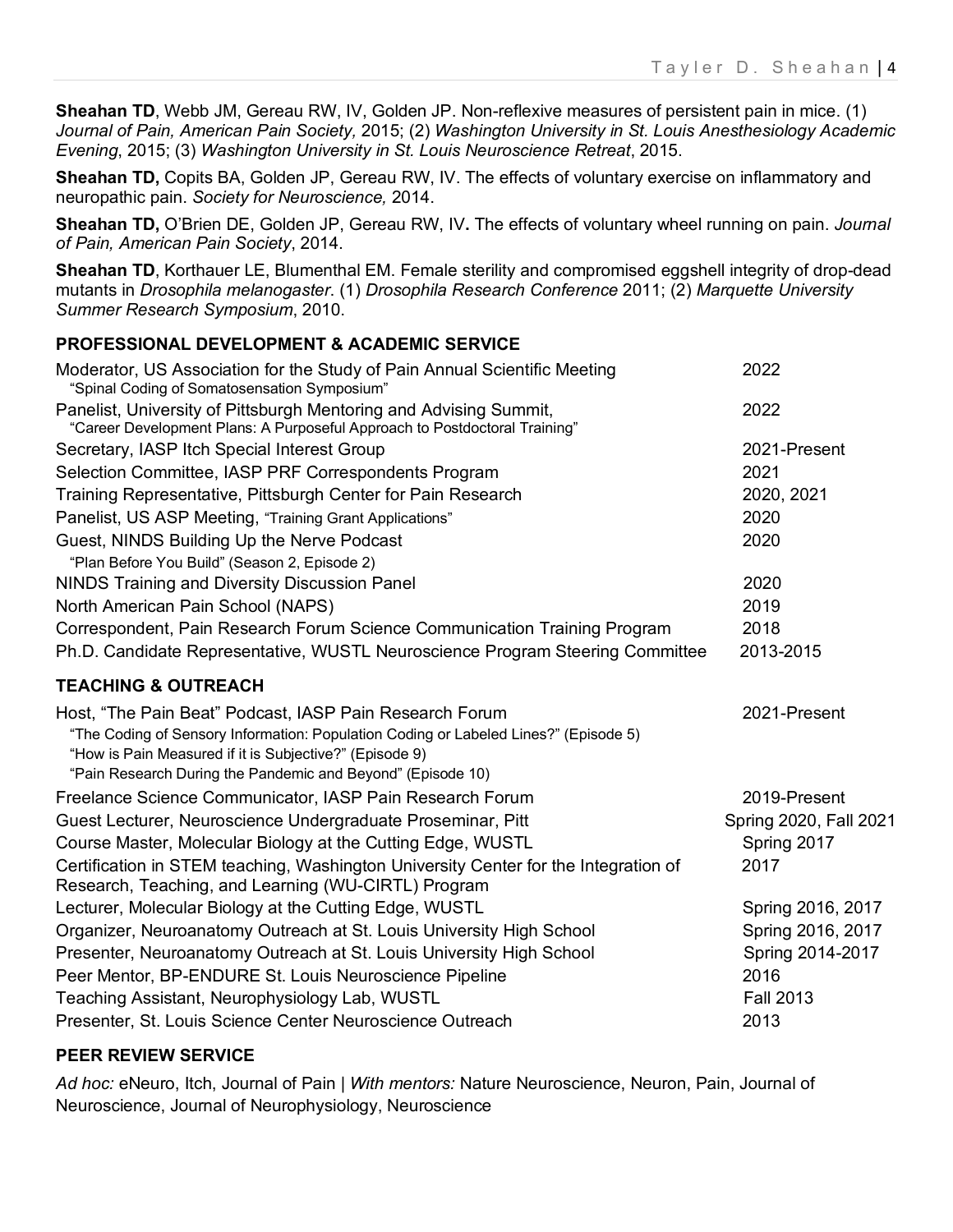**Sheahan TD**, Webb JM, Gereau RW, IV, Golden JP. Non-reflexive measures of persistent pain in mice. (1) *Journal of Pain, American Pain Society,* 2015; (2) *Washington University in St. Louis Anesthesiology Academic Evening*, 2015; (3) *Washington University in St. Louis Neuroscience Retreat*, 2015.

**Sheahan TD,** Copits BA, Golden JP, Gereau RW, IV. The effects of voluntary exercise on inflammatory and neuropathic pain. *Society for Neuroscience,* 2014.

**Sheahan TD,** O'Brien DE, Golden JP, Gereau RW, IV**.** The effects of voluntary wheel running on pain. *Journal of Pain, American Pain Society*, 2014.

**Sheahan TD**, Korthauer LE, Blumenthal EM. Female sterility and compromised eggshell integrity of drop-dead mutants in *Drosophila melanogaster*. (1) *Drosophila Research Conference* 2011; (2) *Marquette University Summer Research Symposium*, 2010.

## PROFESSIONAL DEVELOPMENT & ACADEMIC SERVICE

| | |
|---|---|
| Moderator, US Association for the Study of Pain Annual Scientific Meeting<br>"Spinal Coding of Somatosensation Symposium" | 2022 |
| Panelist, University of Pittsburgh Mentoring and Advising Summit,<br>"Career Development Plans: A Purposeful Approach to Postdoctoral Training" | 2022 |
| Secretary, IASP Itch Special Interest Group | 2021-Present |
| Selection Committee, IASP PRF Correspondents Program | 2021 |
| Training Representative, Pittsburgh Center for Pain Research | 2020, 2021 |
| Panelist, US ASP Meeting, "Training Grant Applications" | 2020 |
| Guest, NINDS Building Up the Nerve Podcast<br>"Plan Before You Build" (Season 2, Episode 2) | 2020 |
| NINDS Training and Diversity Discussion Panel | 2020 |
| North American Pain School (NAPS) | 2019 |
| Correspondent, Pain Research Forum Science Communication Training Program | 2018 |
| Ph.D. Candidate Representative, WUSTL Neuroscience Program Steering Committee | 2013-2015 |

## TEACHING & OUTREACH

| | |
|---|---|
| Host, "The Pain Beat" Podcast, IASP Pain Research Forum<br>"The Coding of Sensory Information: Population Coding or Labeled Lines?" (Episode 5)<br>"How is Pain Measured if it is Subjective?" (Episode 9)<br>"Pain Research During the Pandemic and Beyond" (Episode 10) | 2021-Present |
| Freelance Science Communicator, IASP Pain Research Forum | 2019-Present |
| Guest Lecturer, Neuroscience Undergraduate Proseminar, Pitt | Spring 2020, Fall 2021 |
| Course Master, Molecular Biology at the Cutting Edge, WUSTL | Spring 2017 |
| Certification in STEM teaching, Washington University Center for the Integration of Research, Teaching, and Learning (WU-CIRTL) Program | 2017 |
| Lecturer, Molecular Biology at the Cutting Edge, WUSTL | Spring 2016, 2017 |
| Organizer, Neuroanatomy Outreach at St. Louis University High School | Spring 2016, 2017 |
| Presenter, Neuroanatomy Outreach at St. Louis University High School | Spring 2014-2017 |
| Peer Mentor, BP-ENDURE St. Louis Neuroscience Pipeline | 2016 |
| Teaching Assistant, Neurophysiology Lab, WUSTL | Fall 2013 |
| Presenter, St. Louis Science Center Neuroscience Outreach | 2013 |

## PEER REVIEW SERVICE

*Ad hoc:* eNeuro, Itch, Journal of Pain | *With mentors:* Nature Neuroscience, Neuron, Pain, Journal of Neuroscience, Journal of Neurophysiology, Neuroscience